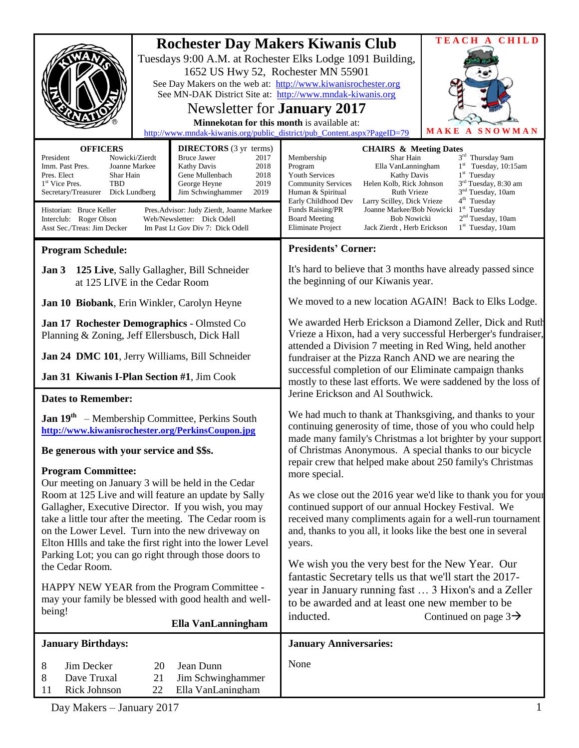# Rochester Day Makers Kiwanis Club

TEACH A CHILD

Tuesdays 9:00 A.M. at Rochester Elks Lodge 1091 Building,
1652 US Hwy 52, Rochester MN 55901

See Day Makers on the web at: http://www.kiwanisrochester.org
See MN-DAK District Site at: http://www.mndak-kiwanis.org

## Newsletter for **January 2017**

**Minnekotan for this month** is available at:
http://www.mndak-kiwanis.org/public_district/pub_Content.aspx?PageID=79

MAKE A SNOWMAN

| OFFICERS | |
|---|---|
| President | Nowicki/Zierdt |
| Imm. Past Pres. | Joanne Markee |
| Pres. Elect | Shar Hain |
| 1st Vice Pres. | TBD |
| Secretary/Treasurer | Dick Lundberg |

| DIRECTORS (3 yr terms) | |
|---|---|
| Bruce Jawer | 2017 |
| Kathy Davis | 2018 |
| Gene Mullenbach | 2018 |
| George Heyne | 2019 |
| Jim Schwinghammer | 2019 |

Historian: Bruce Keller
Interclub: Roger Olson
Asst Sec./Treas: Jim Decker

Pres.Advisor: Judy Zierdt, Joanne Markee
Web/Newsletter: Dick Odell
Im Past Lt Gov Div 7: Dick Odell

| CHAIRS & Meeting Dates | | |
|---|---|---|
| Membership | Shar Hain | 3rd Thursday 9am |
| Program | Ella VanLanningham | 1st Tuesday, 10:15am |
| Youth Services | Kathy Davis | 1st Tuesday |
| Community Services | Helen Kolb, Rick Johnson | 3rd Tuesday, 8:30 am |
| Human & Spiritual | Ruth Vrieze | 3nd Tuesday, 10am |
| Early Childhood Dev | Larry Scilley, Dick Vrieze | 4th Tuesday |
| Funds Raising/PR | Joanne Markee/Bob Nowicki | 1st Tuesday |
| Board Meeting | Bob Nowicki | 2nd Tuesday, 10am |
| Eliminate Project | Jack Zierdt , Herb Erickson | 1st Tuesday, 10am |

### Program Schedule:

**Jan 3 125 Live**, Sally Gallagher, Bill Schneider at 125 LIVE in the Cedar Room

**Jan 10 Biobank**, Erin Winkler, Carolyn Heyne

**Jan 17 Rochester Demographics** - Olmsted Co Planning & Zoning, Jeff Ellersbusch, Dick Hall

**Jan 24 DMC 101**, Jerry Williams, Bill Schneider

**Jan 31 Kiwanis I-Plan Section #1**, Jim Cook

### Dates to Remember:

**Jan 19th** – Membership Committee, Perkins South
**http://www.kiwanisrochester.org/PerkinsCoupon.jpg**

**Be generous with your service and $$s.**

**Program Committee:**
Our meeting on January 3 will be held in the Cedar Room at 125 Live and will feature an update by Sally Gallagher, Executive Director. If you wish, you may take a little tour after the meeting. The Cedar room is on the Lower Level. Turn into the new driveway on Elton HIlls and take the first right into the lower Level Parking Lot; you can go right through those doors to the Cedar Room.

HAPPY NEW YEAR from the Program Committee - may your family be blessed with good health and well-being!

**Ella VanLanningham**

### Presidents' Corner:

It's hard to believe that 3 months have already passed since the beginning of our Kiwanis year.

We moved to a new location AGAIN! Back to Elks Lodge.

We awarded Herb Erickson a Diamond Zeller, Dick and Ruth Vrieze a Hixon, had a very successful Herberger's fundraiser, attended a Division 7 meeting in Red Wing, held another fundraiser at the Pizza Ranch AND we are nearing the successful completion of our Eliminate campaign thanks mostly to these last efforts. We were saddened by the loss of Jerine Erickson and Al Southwick.

We had much to thank at Thanksgiving, and thanks to your continuing generosity of time, those of you who could help made many family's Christmas a lot brighter by your support of Christmas Anonymous. A special thanks to our bicycle repair crew that helped make about 250 family's Christmas more special.

As we close out the 2016 year we'd like to thank you for your continued support of our annual Hockey Festival. We received many compliments again for a well-run tournament and, thanks to you all, it looks like the best one in several years.

We wish you the very best for the New Year. Our fantastic Secretary tells us that we'll start the 2017-year in January running fast … 3 Hixon's and a Zeller to be awarded and at least one new member to be inducted. Continued on page 3→

### January Birthdays:

| | | | |
|---|---|---|---|
| 8 | Jim Decker | 20 | Jean Dunn |
| 8 | Dave Truxal | 21 | Jim Schwinghammer |
| 11 | Rick Johnson | 22 | Ella VanLaningham |

### January Anniversaries:

None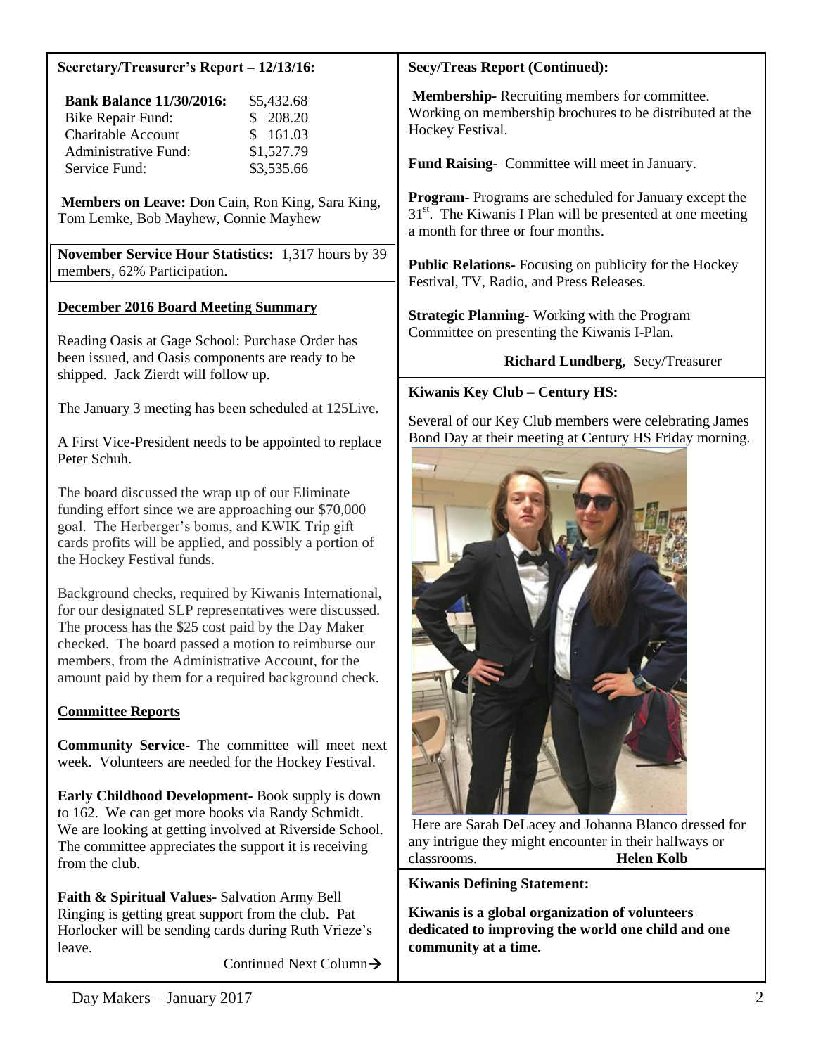### Secretary/Treasurer's Report – 12/13/16:

| **Bank Balance 11/30/2016:** | $5,432.68 |
| --- | --- |
| Bike Repair Fund: | $ 208.20 |
| Charitable Account | $ 161.03 |
| Administrative Fund: | $1,527.79 |
| Service Fund: | $3,535.66 |

**Members on Leave:** Don Cain, Ron King, Sara King, Tom Lemke, Bob Mayhew, Connie Mayhew

**November Service Hour Statistics:** 1,317 hours by 39 members, 62% Participation.

**December 2016 Board Meeting Summary**

Reading Oasis at Gage School: Purchase Order has been issued, and Oasis components are ready to be shipped. Jack Zierdt will follow up.

The January 3 meeting has been scheduled at 125Live.

A First Vice-President needs to be appointed to replace Peter Schuh.

The board discussed the wrap up of our Eliminate funding effort since we are approaching our $70,000 goal. The Herberger's bonus, and KWIK Trip gift cards profits will be applied, and possibly a portion of the Hockey Festival funds.

Background checks, required by Kiwanis International, for our designated SLP representatives were discussed. The process has the $25 cost paid by the Day Maker checked. The board passed a motion to reimburse our members, from the Administrative Account, for the amount paid by them for a required background check.

**Committee Reports**

**Community Service-** The committee will meet next week. Volunteers are needed for the Hockey Festival.

**Early Childhood Development-** Book supply is down to 162. We can get more books via Randy Schmidt. We are looking at getting involved at Riverside School. The committee appreciates the support it is receiving from the club.

**Faith & Spiritual Values-** Salvation Army Bell Ringing is getting great support from the club. Pat Horlocker will be sending cards during Ruth Vrieze's leave.

Continued Next Column→

**Secy/Treas Report (Continued):**

**Membership-** Recruiting members for committee. Working on membership brochures to be distributed at the Hockey Festival.

**Fund Raising-** Committee will meet in January.

**Program-** Programs are scheduled for January except the 31st. The Kiwanis I Plan will be presented at one meeting a month for three or four months.

**Public Relations-** Focusing on publicity for the Hockey Festival, TV, Radio, and Press Releases.

**Strategic Planning-** Working with the Program Committee on presenting the Kiwanis I-Plan.

**Richard Lundberg,** Secy/Treasurer

### Kiwanis Key Club – Century HS:

Several of our Key Club members were celebrating James Bond Day at their meeting at Century HS Friday morning.

Here are Sarah DeLacey and Johanna Blanco dressed for any intrigue they might encounter in their hallways or classrooms. **Helen Kolb**

### Kiwanis Defining Statement:

**Kiwanis is a global organization of volunteers dedicated to improving the world one child and one community at a time.**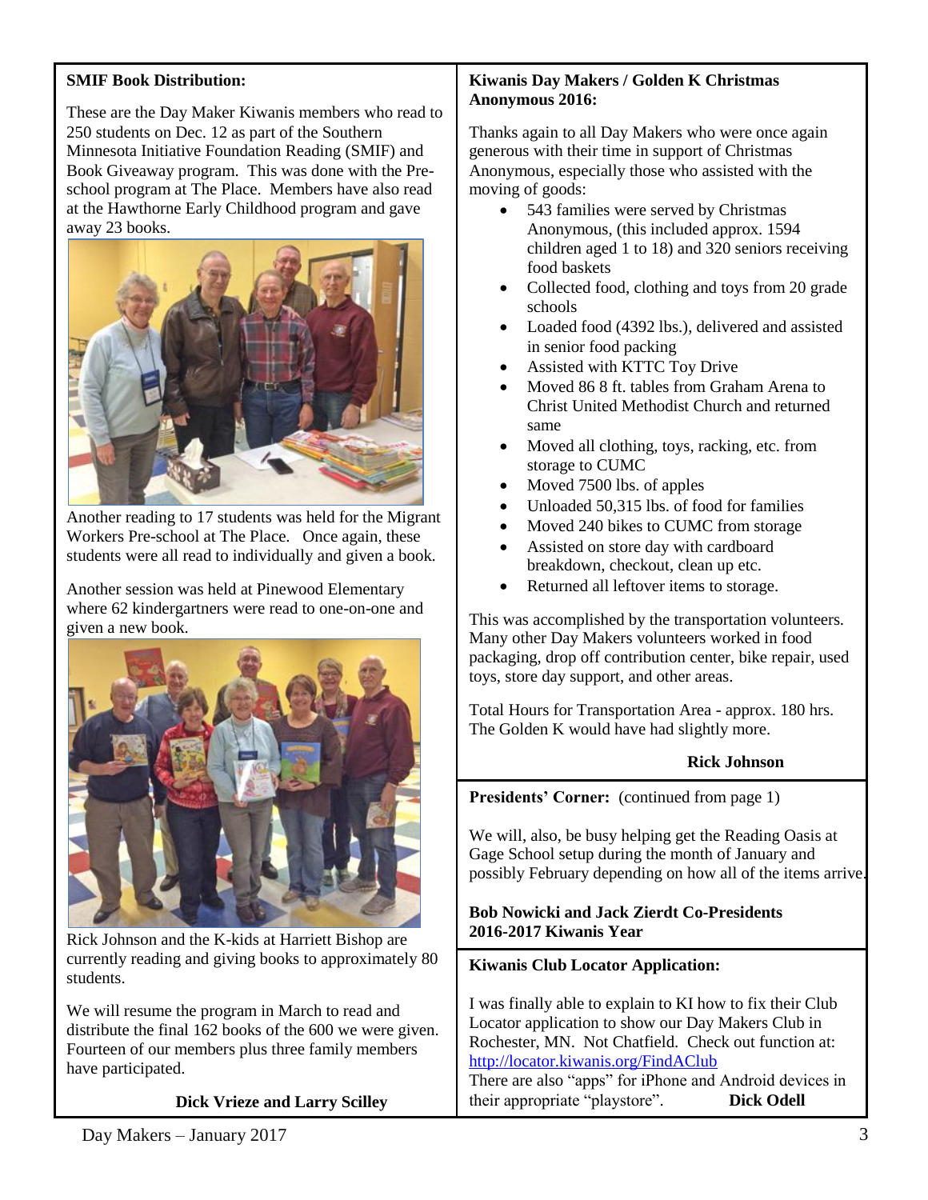**SMIF Book Distribution:**

These are the Day Maker Kiwanis members who read to 250 students on Dec. 12 as part of the Southern Minnesota Initiative Foundation Reading (SMIF) and Book Giveaway program. This was done with the Pre-school program at The Place. Members have also read at the Hawthorne Early Childhood program and gave away 23 books.

Another reading to 17 students was held for the Migrant Workers Pre-school at The Place. Once again, these students were all read to individually and given a book.

Another session was held at Pinewood Elementary where 62 kindergartners were read to one-on-one and given a new book.

Rick Johnson and the K-kids at Harriett Bishop are currently reading and giving books to approximately 80 students.

We will resume the program in March to read and distribute the final 162 books of the 600 we were given. Fourteen of our members plus three family members have participated.

**Dick Vrieze and Larry Scilley**

**Kiwanis Day Makers / Golden K Christmas Anonymous 2016:**

Thanks again to all Day Makers who were once again generous with their time in support of Christmas Anonymous, especially those who assisted with the moving of goods:

- 543 families were served by Christmas Anonymous, (this included approx. 1594 children aged 1 to 18) and 320 seniors receiving food baskets
- Collected food, clothing and toys from 20 grade schools
- Loaded food (4392 lbs.), delivered and assisted in senior food packing
- Assisted with KTTC Toy Drive
- Moved 86 8 ft. tables from Graham Arena to Christ United Methodist Church and returned same
- Moved all clothing, toys, racking, etc. from storage to CUMC
- Moved 7500 lbs. of apples
- Unloaded 50,315 lbs. of food for families
- Moved 240 bikes to CUMC from storage
- Assisted on store day with cardboard breakdown, checkout, clean up etc.
- Returned all leftover items to storage.

This was accomplished by the transportation volunteers. Many other Day Makers volunteers worked in food packaging, drop off contribution center, bike repair, used toys, store day support, and other areas.

Total Hours for Transportation Area - approx. 180 hrs. The Golden K would have had slightly more.

**Rick Johnson**

**Presidents' Corner:** (continued from page 1)

We will, also, be busy helping get the Reading Oasis at Gage School setup during the month of January and possibly February depending on how all of the items arrive.

**Bob Nowicki and Jack Zierdt Co-Presidents**
**2016-2017 Kiwanis Year**

**Kiwanis Club Locator Application:**

I was finally able to explain to KI how to fix their Club Locator application to show our Day Makers Club in Rochester, MN. Not Chatfield. Check out function at: http://locator.kiwanis.org/FindAClub
There are also "apps" for iPhone and Android devices in their appropriate "playstore". **Dick Odell**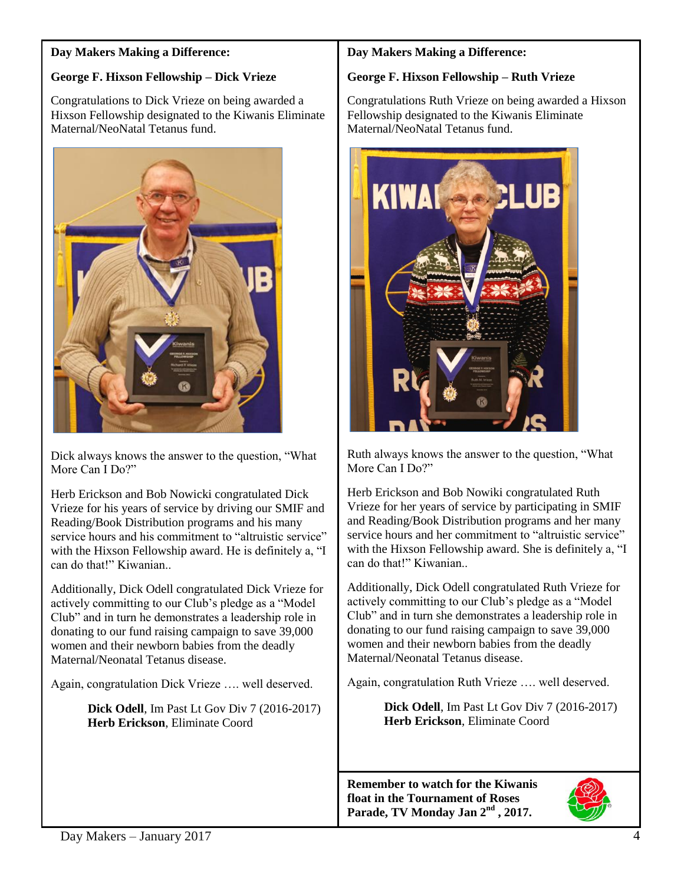**Day Makers Making a Difference:**

**George F. Hixson Fellowship – Dick Vrieze**

Congratulations to Dick Vrieze on being awarded a Hixson Fellowship designated to the Kiwanis Eliminate Maternal/NeoNatal Tetanus fund.

Dick always knows the answer to the question, "What More Can I Do?"

Herb Erickson and Bob Nowicki congratulated Dick Vrieze for his years of service by driving our SMIF and Reading/Book Distribution programs and his many service hours and his commitment to "altruistic service" with the Hixson Fellowship award. He is definitely a, "I can do that!" Kiwanian..

Additionally, Dick Odell congratulated Dick Vrieze for actively committing to our Club's pledge as a "Model Club" and in turn he demonstrates a leadership role in donating to our fund raising campaign to save 39,000 women and their newborn babies from the deadly Maternal/Neonatal Tetanus disease.

Again, congratulation Dick Vrieze …. well deserved.

**Dick Odell**, Im Past Lt Gov Div 7 (2016-2017)
**Herb Erickson**, Eliminate Coord

**Day Makers Making a Difference:**

**George F. Hixson Fellowship – Ruth Vrieze**

Congratulations Ruth Vrieze on being awarded a Hixson Fellowship designated to the Kiwanis Eliminate Maternal/NeoNatal Tetanus fund.

Ruth always knows the answer to the question, "What More Can I Do?"

Herb Erickson and Bob Nowiki congratulated Ruth Vrieze for her years of service by participating in SMIF and Reading/Book Distribution programs and her many service hours and her commitment to "altruistic service" with the Hixson Fellowship award. She is definitely a, "I can do that!" Kiwanian..

Additionally, Dick Odell congratulated Ruth Vrieze for actively committing to our Club's pledge as a "Model Club" and in turn she demonstrates a leadership role in donating to our fund raising campaign to save 39,000 women and their newborn babies from the deadly Maternal/Neonatal Tetanus disease.

Again, congratulation Ruth Vrieze …. well deserved.

**Dick Odell**, Im Past Lt Gov Div 7 (2016-2017)
**Herb Erickson**, Eliminate Coord

**Remember to watch for the Kiwanis float in the Tournament of Roses Parade, TV Monday Jan 2nd , 2017.**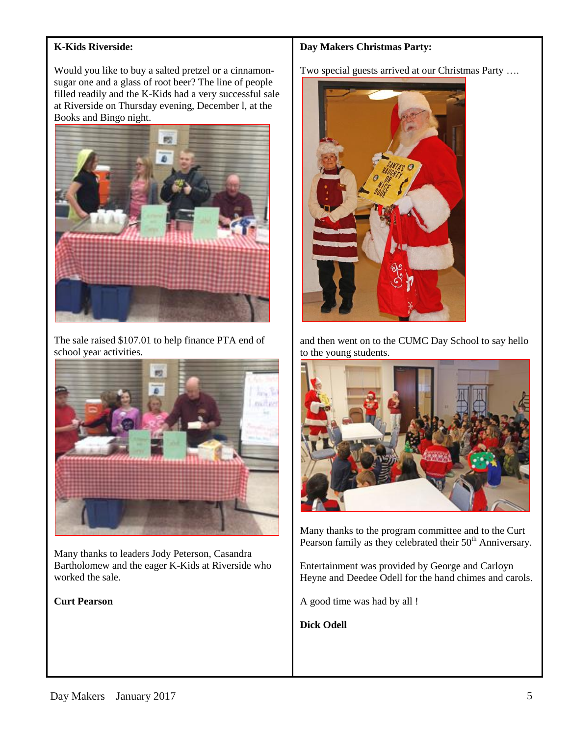**K-Kids Riverside:**

Would you like to buy a salted pretzel or a cinnamon-sugar one and a glass of root beer? The line of people filled readily and the K-Kids had a very successful sale at Riverside on Thursday evening, December l, at the Books and Bingo night.

The sale raised $107.01 to help finance PTA end of school year activities.

Many thanks to leaders Jody Peterson, Casandra Bartholomew and the eager K-Kids at Riverside who worked the sale.

**Curt Pearson**

**Day Makers Christmas Party:**

Two special guests arrived at our Christmas Party ….

and then went on to the CUMC Day School to say hello to the young students.

Many thanks to the program committee and to the Curt Pearson family as they celebrated their 50th Anniversary.

Entertainment was provided by George and Carloyn Heyne and Deedee Odell for the hand chimes and carols.

A good time was had by all !

**Dick Odell**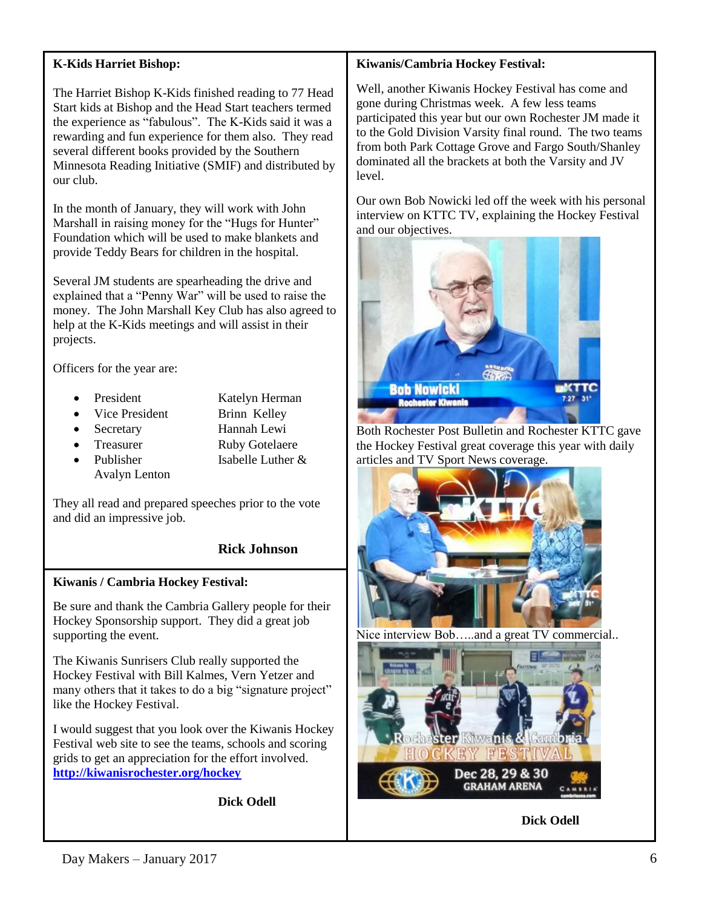**K-Kids Harriet Bishop:**

The Harriet Bishop K-Kids finished reading to 77 Head Start kids at Bishop and the Head Start teachers termed the experience as "fabulous". The K-Kids said it was a rewarding and fun experience for them also. They read several different books provided by the Southern Minnesota Reading Initiative (SMIF) and distributed by our club.

In the month of January, they will work with John Marshall in raising money for the "Hugs for Hunter" Foundation which will be used to make blankets and provide Teddy Bears for children in the hospital.

Several JM students are spearheading the drive and explained that a "Penny War" will be used to raise the money. The John Marshall Key Club has also agreed to help at the K-Kids meetings and will assist in their projects.

Officers for the year are:

- President — Katelyn Herman
- Vice President — Brinn Kelley
- Secretary — Hannah Lewi
- Treasurer — Ruby Gotelaere
- Publisher — Isabelle Luther & Avalyn Lenton

They all read and prepared speeches prior to the vote and did an impressive job.

**Rick Johnson**

**Kiwanis / Cambria Hockey Festival:**

Be sure and thank the Cambria Gallery people for their Hockey Sponsorship support. They did a great job supporting the event.

The Kiwanis Sunrisers Club really supported the Hockey Festival with Bill Kalmes, Vern Yetzer and many others that it takes to do a big "signature project" like the Hockey Festival.

I would suggest that you look over the Kiwanis Hockey Festival web site to see the teams, schools and scoring grids to get an appreciation for the effort involved.
**http://kiwanisrochester.org/hockey**

**Dick Odell**

**Kiwanis/Cambria Hockey Festival:**

Well, another Kiwanis Hockey Festival has come and gone during Christmas week. A few less teams participated this year but our own Rochester JM made it to the Gold Division Varsity final round. The two teams from both Park Cottage Grove and Fargo South/Shanley dominated all the brackets at both the Varsity and JV level.

Our own Bob Nowicki led off the week with his personal interview on KTTC TV, explaining the Hockey Festival and our objectives.

Both Rochester Post Bulletin and Rochester KTTC gave the Hockey Festival great coverage this year with daily articles and TV Sport News coverage.

Nice interview Bob…..and a great TV commercial..

**Dick Odell**